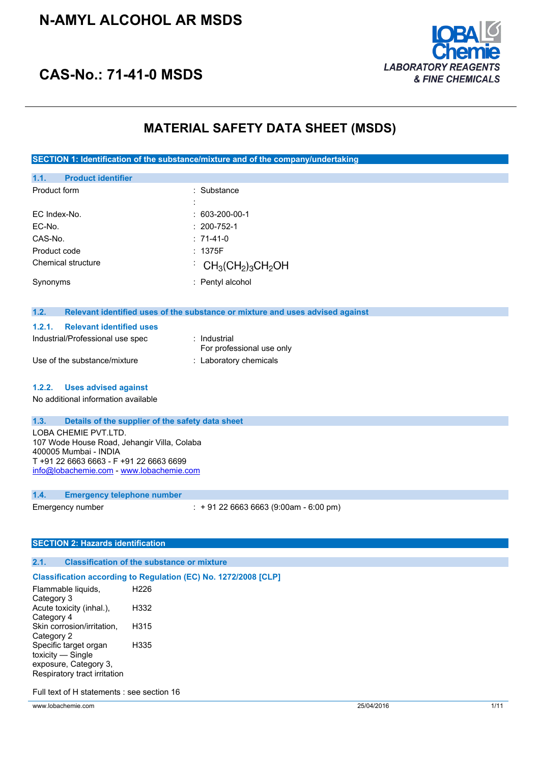# N-AMYL ALCOHOL AR MSDS

## CAS-No.: 71-41-0 MSDS

LOBA Chemie
*LABORATORY REAGENTS & FINE CHEMICALS*

# MATERIAL SAFETY DATA SHEET (MSDS)

## SECTION 1: Identification of the substance/mixture and of the company/undertaking

### 1.1. Product identifier

| | |
|---|---|
| Product form | : Substance |
| | : |
| EC Index-No. | : 603-200-00-1 |
| EC-No. | : 200-752-1 |
| CAS-No. | : 71-41-0 |
| Product code | : 1375F |
| Chemical structure | : $CH_3(CH_2)_3CH_2OH$ |
| Synonyms | : Pentyl alcohol |

### 1.2. Relevant identified uses of the substance or mixture and uses advised against

#### 1.2.1. Relevant identified uses

| | |
|---|---|
| Industrial/Professional use spec | : Industrial<br>For professional use only |
| Use of the substance/mixture | : Laboratory chemicals |

#### 1.2.2. Uses advised against

No additional information available

### 1.3. Details of the supplier of the safety data sheet

LOBA CHEMIE PVT.LTD.
107 Wode House Road, Jehangir Villa, Colaba
400005 Mumbai - INDIA
T +91 22 6663 6663 - F +91 22 6663 6699
info@lobachemie.com - www.lobachemie.com

### 1.4. Emergency telephone number

| | |
|---|---|
| Emergency number | : + 91 22 6663 6663 (9:00am - 6:00 pm) |

## SECTION 2: Hazards identification

### 2.1. Classification of the substance or mixture

**Classification according to Regulation (EC) No. 1272/2008 [CLP]**

| | |
|---|---|
| Flammable liquids, Category 3 | H226 |
| Acute toxicity (inhal.), Category 4 | H332 |
| Skin corrosion/irritation, Category 2 | H315 |
| Specific target organ toxicity — Single exposure, Category 3, Respiratory tract irritation | H335 |

Full text of H statements : see section 16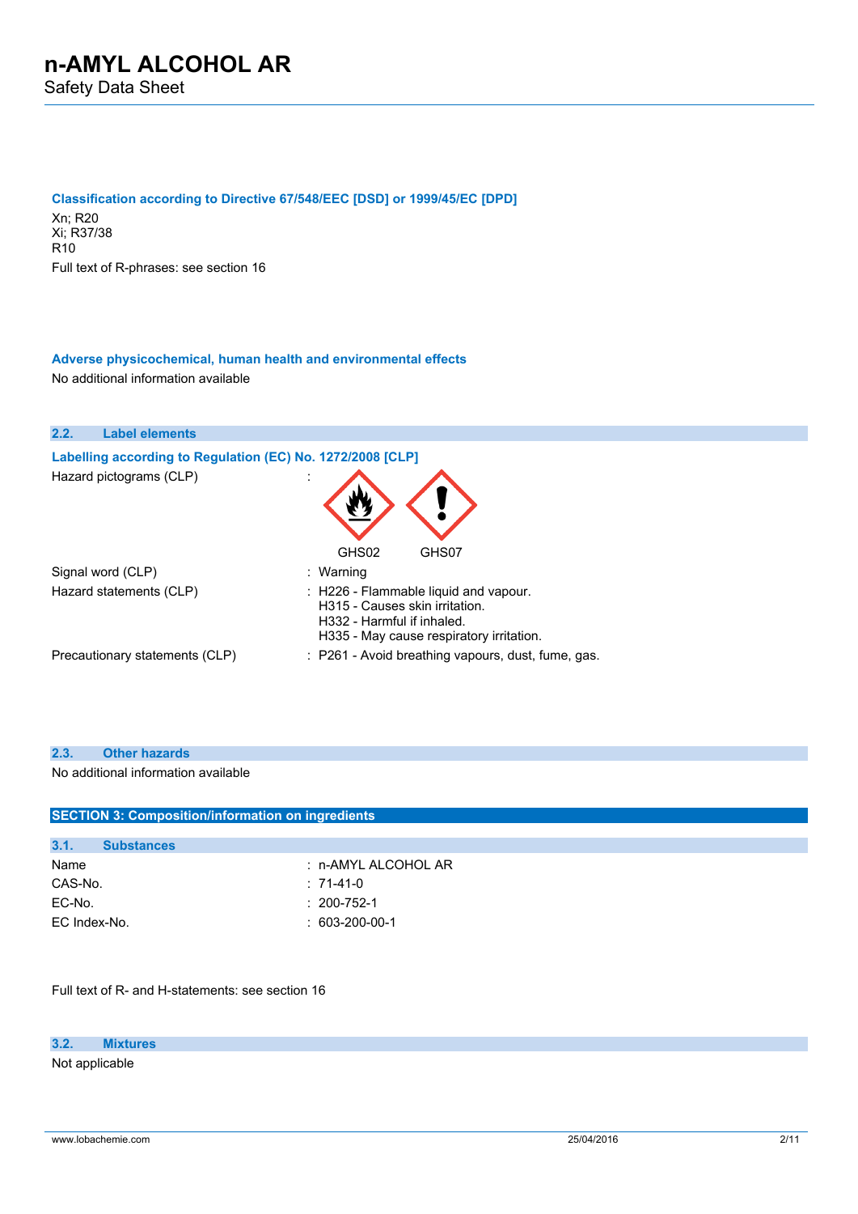#### Classification according to Directive 67/548/EEC [DSD] or 1999/45/EC [DPD]

Xn; R20
Xi; R37/38
R10

Full text of R-phrases: see section 16

#### Adverse physicochemical, human health and environmental effects

No additional information available

### 2.2. Label elements

#### Labelling according to Regulation (EC) No. 1272/2008 [CLP]

| | | |
|---|---|---|
| Hazard pictograms (CLP) | : | GHS02 GHS07 |
| Signal word (CLP) | : | Warning |
| Hazard statements (CLP) | : | H226 - Flammable liquid and vapour.<br>H315 - Causes skin irritation.<br>H332 - Harmful if inhaled.<br>H335 - May cause respiratory irritation. |
| Precautionary statements (CLP) | : | P261 - Avoid breathing vapours, dust, fume, gas. |

### 2.3. Other hazards

No additional information available

## SECTION 3: Composition/information on ingredients

### 3.1. Substances

| | | |
|---|---|---|
| Name | : | n-AMYL ALCOHOL AR |
| CAS-No. | : | 71-41-0 |
| EC-No. | : | 200-752-1 |
| EC Index-No. | : | 603-200-00-1 |

Full text of R- and H-statements: see section 16

### 3.2. Mixtures

Not applicable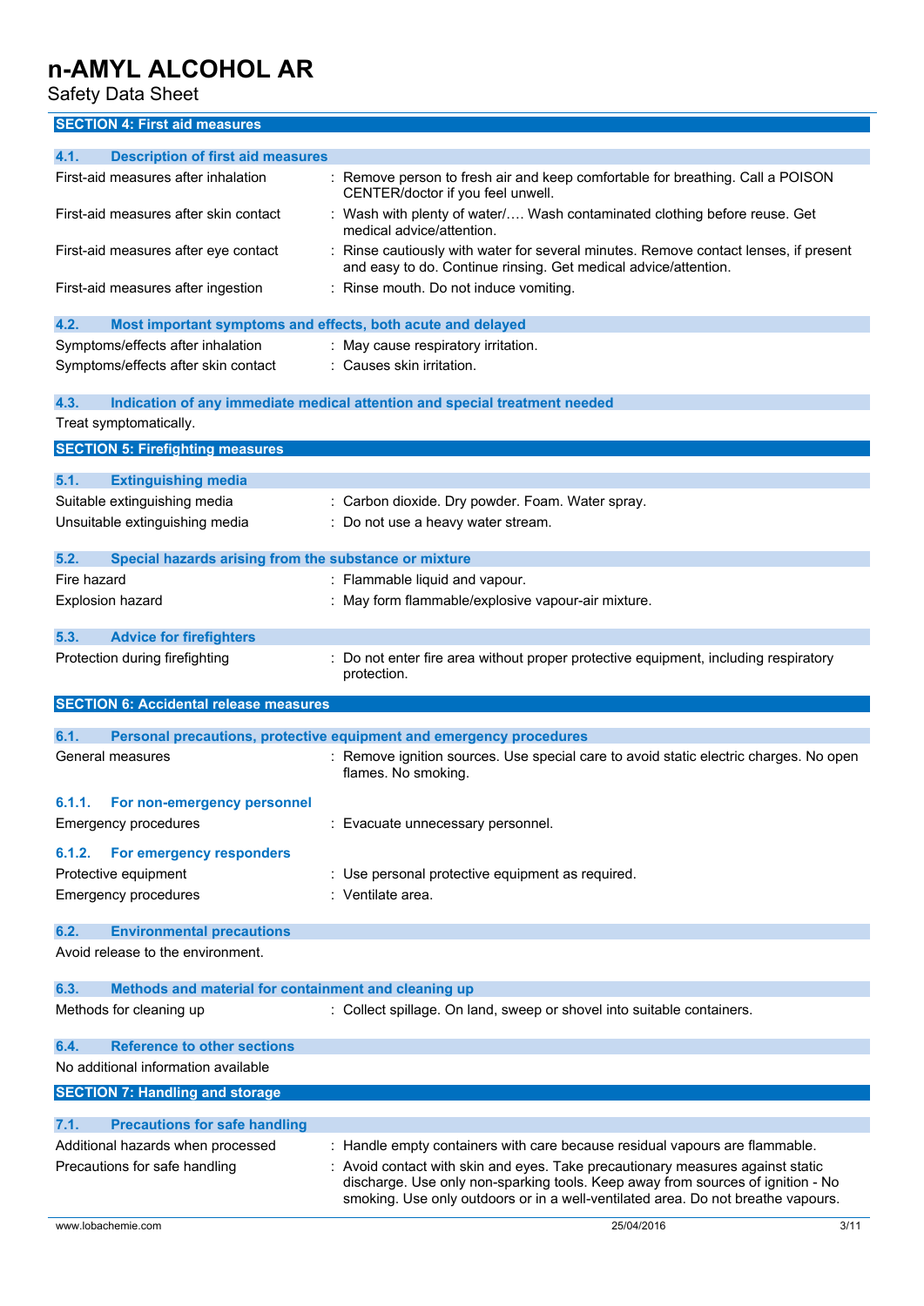## SECTION 4: First aid measures

### 4.1. Description of first aid measures

| | |
|---|---|
| First-aid measures after inhalation | : Remove person to fresh air and keep comfortable for breathing. Call a POISON CENTER/doctor if you feel unwell. |
| First-aid measures after skin contact | : Wash with plenty of water/…. Wash contaminated clothing before reuse. Get medical advice/attention. |
| First-aid measures after eye contact | : Rinse cautiously with water for several minutes. Remove contact lenses, if present and easy to do. Continue rinsing. Get medical advice/attention. |
| First-aid measures after ingestion | : Rinse mouth. Do not induce vomiting. |

### 4.2. Most important symptoms and effects, both acute and delayed

| | |
|---|---|
| Symptoms/effects after inhalation | : May cause respiratory irritation. |
| Symptoms/effects after skin contact | : Causes skin irritation. |

### 4.3. Indication of any immediate medical attention and special treatment needed

Treat symptomatically.

## SECTION 5: Firefighting measures

### 5.1. Extinguishing media

| | |
|---|---|
| Suitable extinguishing media | : Carbon dioxide. Dry powder. Foam. Water spray. |
| Unsuitable extinguishing media | : Do not use a heavy water stream. |

### 5.2. Special hazards arising from the substance or mixture

| | |
|---|---|
| Fire hazard | : Flammable liquid and vapour. |
| Explosion hazard | : May form flammable/explosive vapour-air mixture. |

### 5.3. Advice for firefighters

| | |
|---|---|
| Protection during firefighting | : Do not enter fire area without proper protective equipment, including respiratory protection. |

## SECTION 6: Accidental release measures

### 6.1. Personal precautions, protective equipment and emergency procedures

| | |
|---|---|
| General measures | : Remove ignition sources. Use special care to avoid static electric charges. No open flames. No smoking. |

#### 6.1.1. For non-emergency personnel

| | |
|---|---|
| Emergency procedures | : Evacuate unnecessary personnel. |

#### 6.1.2. For emergency responders

| | |
|---|---|
| Protective equipment | : Use personal protective equipment as required. |
| Emergency procedures | : Ventilate area. |

### 6.2. Environmental precautions

Avoid release to the environment.

### 6.3. Methods and material for containment and cleaning up

| | |
|---|---|
| Methods for cleaning up | : Collect spillage. On land, sweep or shovel into suitable containers. |

### 6.4. Reference to other sections

No additional information available

## SECTION 7: Handling and storage

### 7.1. Precautions for safe handling

| | |
|---|---|
| Additional hazards when processed | : Handle empty containers with care because residual vapours are flammable. |
| Precautions for safe handling | : Avoid contact with skin and eyes. Take precautionary measures against static discharge. Use only non-sparking tools. Keep away from sources of ignition - No smoking. Use only outdoors or in a well-ventilated area. Do not breathe vapours. |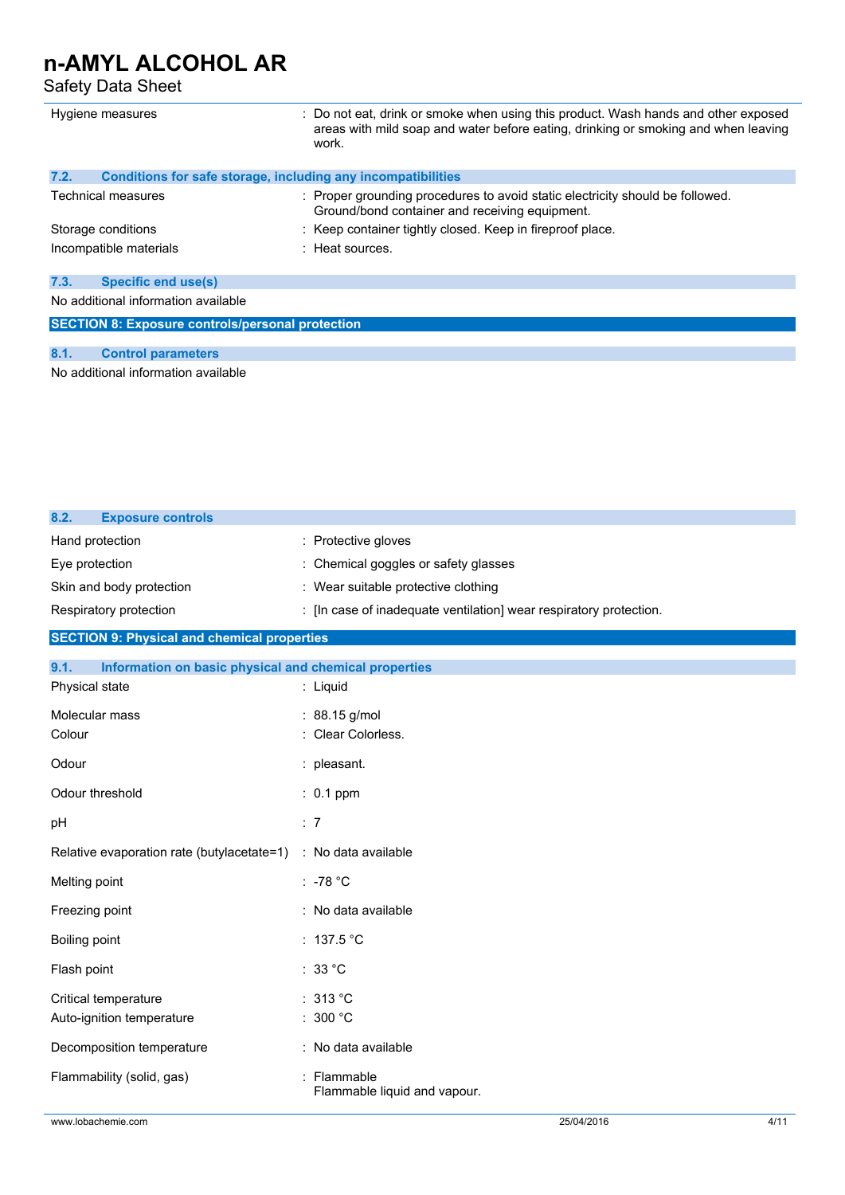| | |
|---|---|
| Hygiene measures | : Do not eat, drink or smoke when using this product. Wash hands and other exposed areas with mild soap and water before eating, drinking or smoking and when leaving work. |

### 7.2. Conditions for safe storage, including any incompatibilities

| | |
|---|---|
| Technical measures | : Proper grounding procedures to avoid static electricity should be followed. Ground/bond container and receiving equipment. |
| Storage conditions | : Keep container tightly closed. Keep in fireproof place. |
| Incompatible materials | : Heat sources. |

### 7.3. Specific end use(s)

No additional information available

## SECTION 8: Exposure controls/personal protection

### 8.1. Control parameters

No additional information available

### 8.2. Exposure controls

| | |
|---|---|
| Hand protection | : Protective gloves |
| Eye protection | : Chemical goggles or safety glasses |
| Skin and body protection | : Wear suitable protective clothing |
| Respiratory protection | : [In case of inadequate ventilation] wear respiratory protection. |

## SECTION 9: Physical and chemical properties

### 9.1. Information on basic physical and chemical properties

| | |
|---|---|
| Physical state | : Liquid |
| Molecular mass | : 88.15 g/mol |
| Colour | : Clear Colorless. |
| Odour | : pleasant. |
| Odour threshold | : 0.1 ppm |
| pH | : 7 |
| Relative evaporation rate (butylacetate=1) | : No data available |
| Melting point | : -78 °C |
| Freezing point | : No data available |
| Boiling point | : 137.5 °C |
| Flash point | : 33 °C |
| Critical temperature | : 313 °C |
| Auto-ignition temperature | : 300 °C |
| Decomposition temperature | : No data available |
| Flammability (solid, gas) | : Flammable<br>Flammable liquid and vapour. |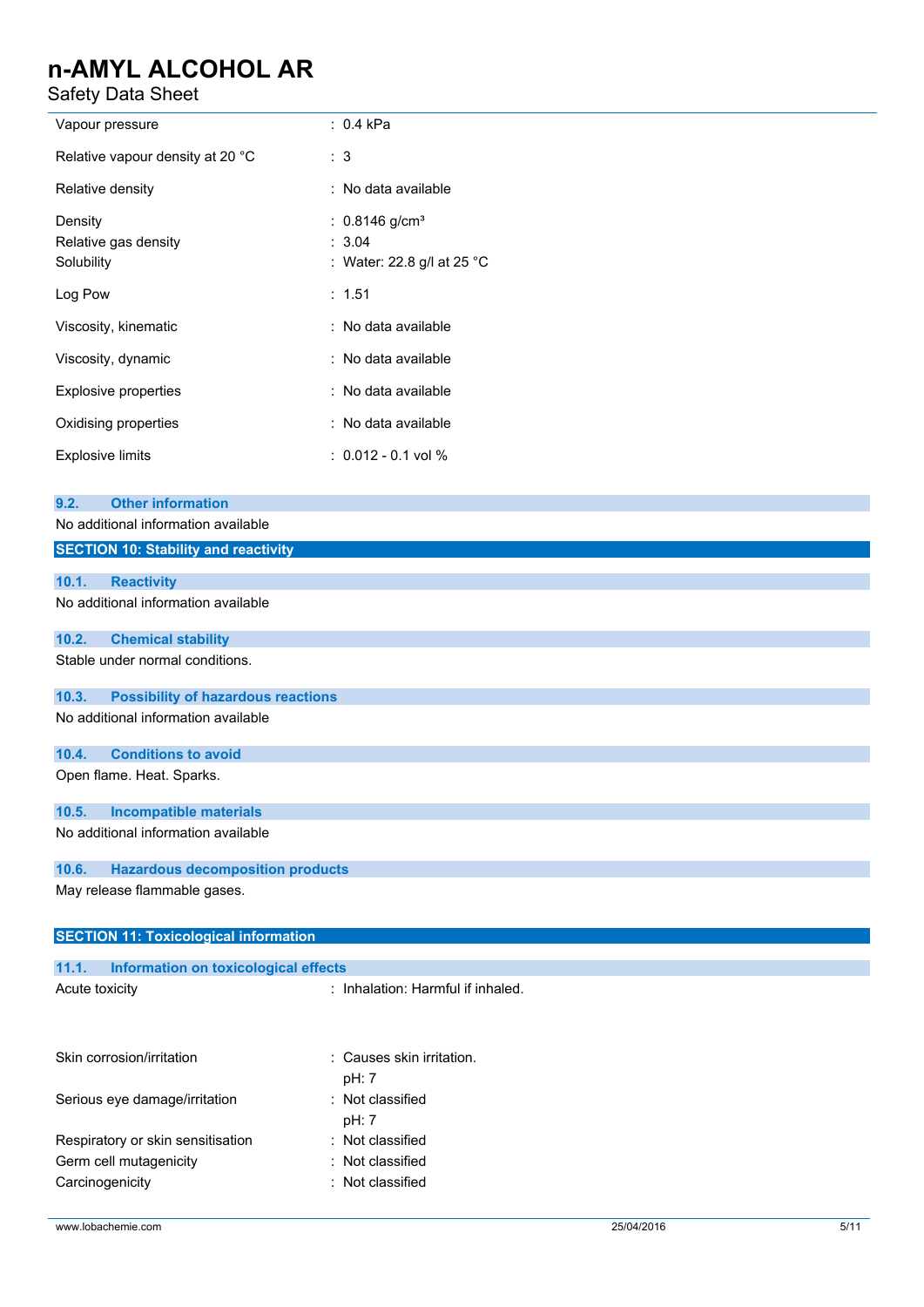| | |
|---|---|
| Vapour pressure | : 0.4 kPa |
| Relative vapour density at 20 °C | : 3 |
| Relative density | : No data available |
| Density | : 0.8146 g/cm³ |
| Relative gas density | : 3.04 |
| Solubility | : Water: 22.8 g/l at 25 °C |
| Log Pow | : 1.51 |
| Viscosity, kinematic | : No data available |
| Viscosity, dynamic | : No data available |
| Explosive properties | : No data available |
| Oxidising properties | : No data available |
| Explosive limits | : 0.012 - 0.1 vol % |

### 9.2. Other information

No additional information available

## SECTION 10: Stability and reactivity

### 10.1. Reactivity

No additional information available

### 10.2. Chemical stability

Stable under normal conditions.

### 10.3. Possibility of hazardous reactions

No additional information available

### 10.4. Conditions to avoid

Open flame. Heat. Sparks.

### 10.5. Incompatible materials

No additional information available

### 10.6. Hazardous decomposition products

May release flammable gases.

## SECTION 11: Toxicological information

### 11.1. Information on toxicological effects

| | |
|---|---|
| Acute toxicity | : Inhalation: Harmful if inhaled. |
| Skin corrosion/irritation | : Causes skin irritation.<br>pH: 7 |
| Serious eye damage/irritation | : Not classified<br>pH: 7 |
| Respiratory or skin sensitisation | : Not classified |
| Germ cell mutagenicity | : Not classified |
| Carcinogenicity | : Not classified |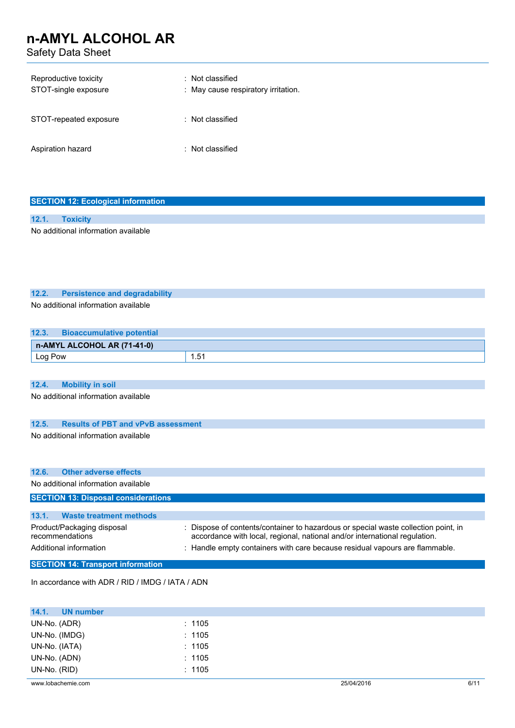| | |
|---|---|
| Reproductive toxicity | : Not classified |
| STOT-single exposure | : May cause respiratory irritation. |
| STOT-repeated exposure | : Not classified |
| Aspiration hazard | : Not classified |

## SECTION 12: Ecological information

### 12.1. Toxicity

No additional information available

### 12.2. Persistence and degradability

No additional information available

### 12.3. Bioaccumulative potential

| n-AMYL ALCOHOL AR (71-41-0) | |
|---|---|
| Log Pow | 1.51 |

### 12.4. Mobility in soil

No additional information available

### 12.5. Results of PBT and vPvB assessment

No additional information available

### 12.6. Other adverse effects

No additional information available

## SECTION 13: Disposal considerations

### 13.1. Waste treatment methods

| | |
|---|---|
| Product/Packaging disposal recommendations | : Dispose of contents/container to hazardous or special waste collection point, in accordance with local, regional, national and/or international regulation. |
| Additional information | : Handle empty containers with care because residual vapours are flammable. |

## SECTION 14: Transport information

In accordance with ADR / RID / IMDG / IATA / ADN

### 14.1. UN number

| | |
|---|---|
| UN-No. (ADR) | : 1105 |
| UN-No. (IMDG) | : 1105 |
| UN-No. (IATA) | : 1105 |
| UN-No. (ADN) | : 1105 |
| UN-No. (RID) | : 1105 |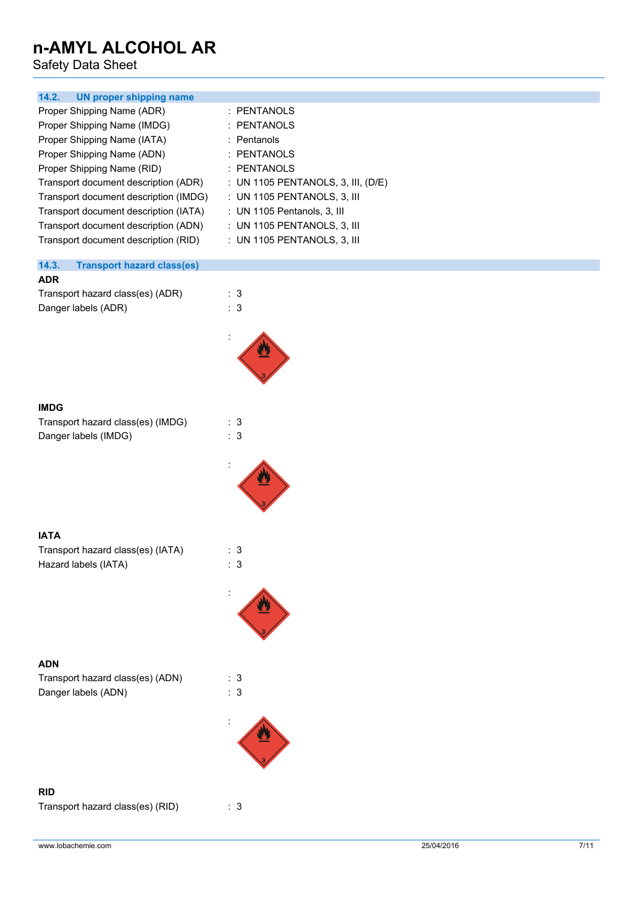### 14.2. UN proper shipping name

| | |
|---|---|
| Proper Shipping Name (ADR) | : PENTANOLS |
| Proper Shipping Name (IMDG) | : PENTANOLS |
| Proper Shipping Name (IATA) | : Pentanols |
| Proper Shipping Name (ADN) | : PENTANOLS |
| Proper Shipping Name (RID) | : PENTANOLS |
| Transport document description (ADR) | : UN 1105 PENTANOLS, 3, III, (D/E) |
| Transport document description (IMDG) | : UN 1105 PENTANOLS, 3, III |
| Transport document description (IATA) | : UN 1105 Pentanols, 3, III |
| Transport document description (ADN) | : UN 1105 PENTANOLS, 3, III |
| Transport document description (RID) | : UN 1105 PENTANOLS, 3, III |

### 14.3. Transport hazard class(es)

**ADR**

| | |
|---|---|
| Transport hazard class(es) (ADR) | : 3 |
| Danger labels (ADR) | : 3 |
| | : |

**IMDG**

| | |
|---|---|
| Transport hazard class(es) (IMDG) | : 3 |
| Danger labels (IMDG) | : 3 |
| | : |

**IATA**

| | |
|---|---|
| Transport hazard class(es) (IATA) | : 3 |
| Hazard labels (IATA) | : 3 |
| | : |

**ADN**

| | |
|---|---|
| Transport hazard class(es) (ADN) | : 3 |
| Danger labels (ADN) | : 3 |
| | : |

**RID**

| | |
|---|---|
| Transport hazard class(es) (RID) | : 3 |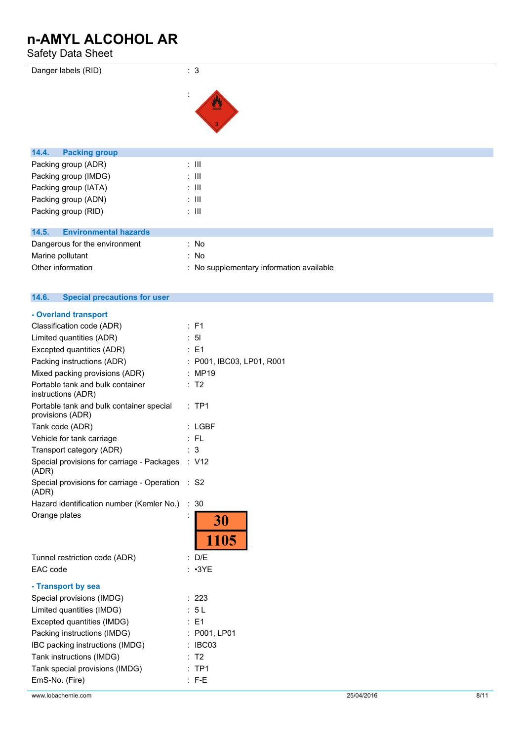Danger labels (RID) : 3

:

## 14.4. Packing group

| | |
|---|---|
| Packing group (ADR) | : III |
| Packing group (IMDG) | : III |
| Packing group (IATA) | : III |
| Packing group (ADN) | : III |
| Packing group (RID) | : III |

## 14.5. Environmental hazards

| | |
|---|---|
| Dangerous for the environment | : No |
| Marine pollutant | : No |
| Other information | : No supplementary information available |

## 14.6. Special precautions for user

### - Overland transport

| | |
|---|---|
| Classification code (ADR) | : F1 |
| Limited quantities (ADR) | : 5l |
| Excepted quantities (ADR) | : E1 |
| Packing instructions (ADR) | : P001, IBC03, LP01, R001 |
| Mixed packing provisions (ADR) | : MP19 |
| Portable tank and bulk container instructions (ADR) | : T2 |
| Portable tank and bulk container special provisions (ADR) | : TP1 |
| Tank code (ADR) | : LGBF |
| Vehicle for tank carriage | : FL |
| Transport category (ADR) | : 3 |
| Special provisions for carriage - Packages (ADR) | : V12 |
| Special provisions for carriage - Operation (ADR) | : S2 |
| Hazard identification number (Kemler No.) | : 30 |
| Orange plates | : 30 / 1105 |
| Tunnel restriction code (ADR) | : D/E |
| EAC code | : •3YE |

### - Transport by sea

| | |
|---|---|
| Special provisions (IMDG) | : 223 |
| Limited quantities (IMDG) | : 5 L |
| Excepted quantities (IMDG) | : E1 |
| Packing instructions (IMDG) | : P001, LP01 |
| IBC packing instructions (IMDG) | : IBC03 |
| Tank instructions (IMDG) | : T2 |
| Tank special provisions (IMDG) | : TP1 |
| EmS-No. (Fire) | : F-E |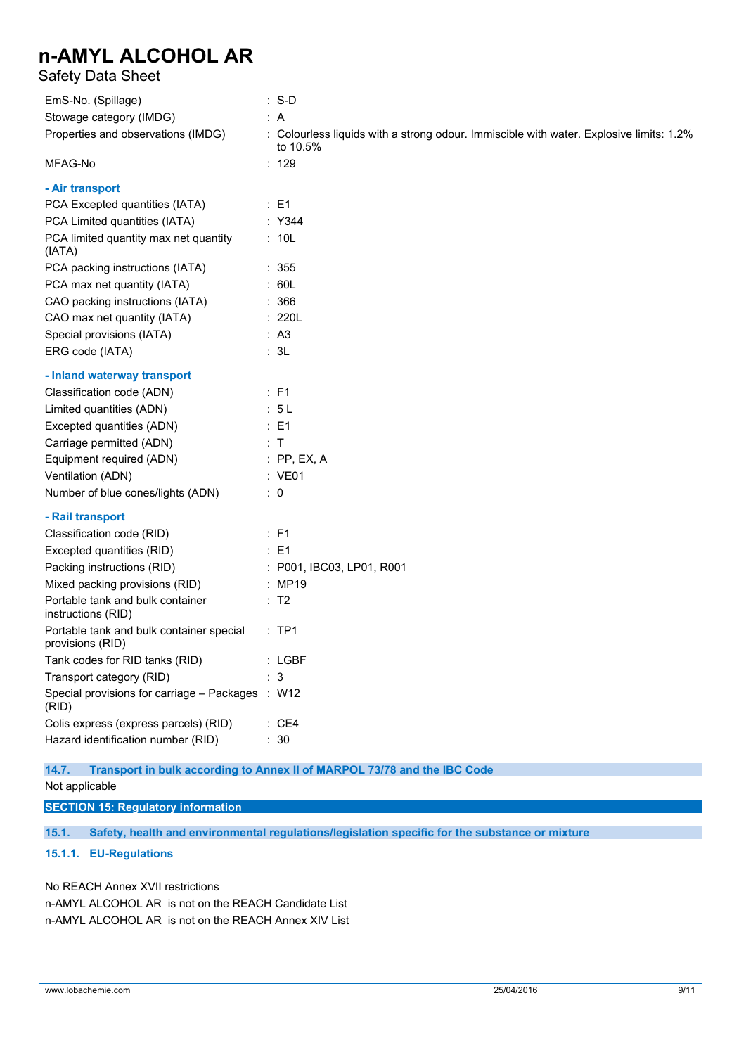| | |
|---|---|
| EmS-No. (Spillage) | : S-D |
| Stowage category (IMDG) | : A |
| Properties and observations (IMDG) | : Colourless liquids with a strong odour. Immiscible with water. Explosive limits: 1.2% to 10.5% |
| MFAG-No | : 129 |

**- Air transport**

| | |
|---|---|
| PCA Excepted quantities (IATA) | : E1 |
| PCA Limited quantities (IATA) | : Y344 |
| PCA limited quantity max net quantity (IATA) | : 10L |
| PCA packing instructions (IATA) | : 355 |
| PCA max net quantity (IATA) | : 60L |
| CAO packing instructions (IATA) | : 366 |
| CAO max net quantity (IATA) | : 220L |
| Special provisions (IATA) | : A3 |
| ERG code (IATA) | : 3L |

**- Inland waterway transport**

| | |
|---|---|
| Classification code (ADN) | : F1 |
| Limited quantities (ADN) | : 5 L |
| Excepted quantities (ADN) | : E1 |
| Carriage permitted (ADN) | : T |
| Equipment required (ADN) | : PP, EX, A |
| Ventilation (ADN) | : VE01 |
| Number of blue cones/lights (ADN) | : 0 |

**- Rail transport**

| | |
|---|---|
| Classification code (RID) | : F1 |
| Excepted quantities (RID) | : E1 |
| Packing instructions (RID) | : P001, IBC03, LP01, R001 |
| Mixed packing provisions (RID) | : MP19 |
| Portable tank and bulk container instructions (RID) | : T2 |
| Portable tank and bulk container special provisions (RID) | : TP1 |
| Tank codes for RID tanks (RID) | : LGBF |
| Transport category (RID) | : 3 |
| Special provisions for carriage – Packages (RID) | : W12 |
| Colis express (express parcels) (RID) | : CE4 |
| Hazard identification number (RID) | : 30 |

### 14.7. Transport in bulk according to Annex II of MARPOL 73/78 and the IBC Code

Not applicable

## SECTION 15: Regulatory information

### 15.1. Safety, health and environmental regulations/legislation specific for the substance or mixture

#### 15.1.1. EU-Regulations

No REACH Annex XVII restrictions

n-AMYL ALCOHOL AR is not on the REACH Candidate List

n-AMYL ALCOHOL AR is not on the REACH Annex XIV List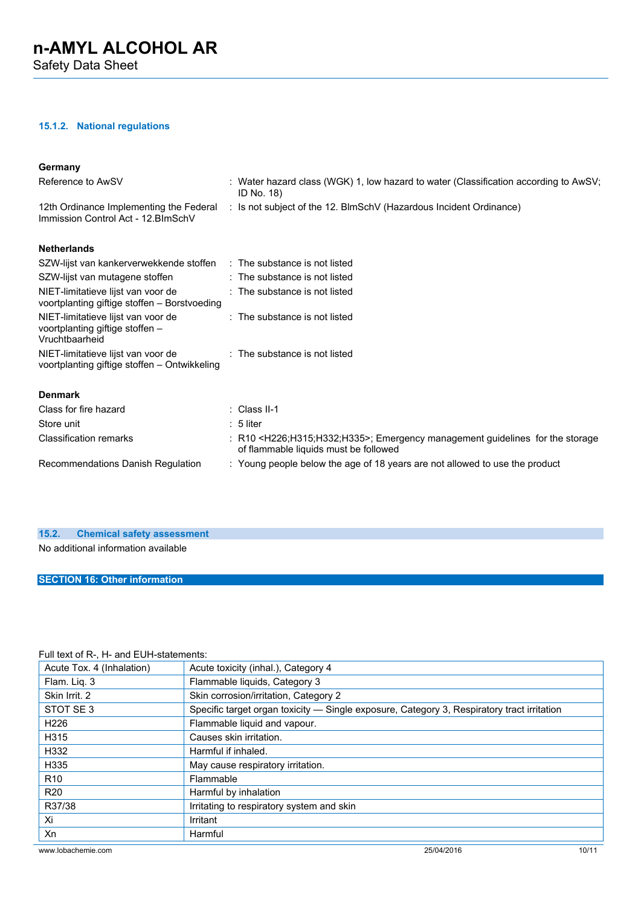#### 15.1.2. National regulations

**Germany**

| | |
|---|---|
| Reference to AwSV | : Water hazard class (WGK) 1, low hazard to water (Classification according to AwSV; ID No. 18) |
| 12th Ordinance Implementing the Federal Immission Control Act - 12.BImSchV | : Is not subject of the 12. BlmSchV (Hazardous Incident Ordinance) |

**Netherlands**

| | |
|---|---|
| SZW-lijst van kankerverwekkende stoffen | : The substance is not listed |
| SZW-lijst van mutagene stoffen | : The substance is not listed |
| NIET-limitatieve lijst van voor de voortplanting giftige stoffen – Borstvoeding | : The substance is not listed |
| NIET-limitatieve lijst van voor de voortplanting giftige stoffen – Vruchtbaarheid | : The substance is not listed |
| NIET-limitatieve lijst van voor de voortplanting giftige stoffen – Ontwikkeling | : The substance is not listed |

**Denmark**

| | |
|---|---|
| Class for fire hazard | : Class II-1 |
| Store unit | : 5 liter |
| Classification remarks | : R10 <H226;H315;H332;H335>; Emergency management guidelines for the storage of flammable liquids must be followed |
| Recommendations Danish Regulation | : Young people below the age of 18 years are not allowed to use the product |

### 15.2. Chemical safety assessment

No additional information available

## SECTION 16: Other information

Full text of R-, H- and EUH-statements:

| | |
|---|---|
| Acute Tox. 4 (Inhalation) | Acute toxicity (inhal.), Category 4 |
| Flam. Liq. 3 | Flammable liquids, Category 3 |
| Skin Irrit. 2 | Skin corrosion/irritation, Category 2 |
| STOT SE 3 | Specific target organ toxicity — Single exposure, Category 3, Respiratory tract irritation |
| H226 | Flammable liquid and vapour. |
| H315 | Causes skin irritation. |
| H332 | Harmful if inhaled. |
| H335 | May cause respiratory irritation. |
| R10 | Flammable |
| R20 | Harmful by inhalation |
| R37/38 | Irritating to respiratory system and skin |
| Xi | Irritant |
| Xn | Harmful |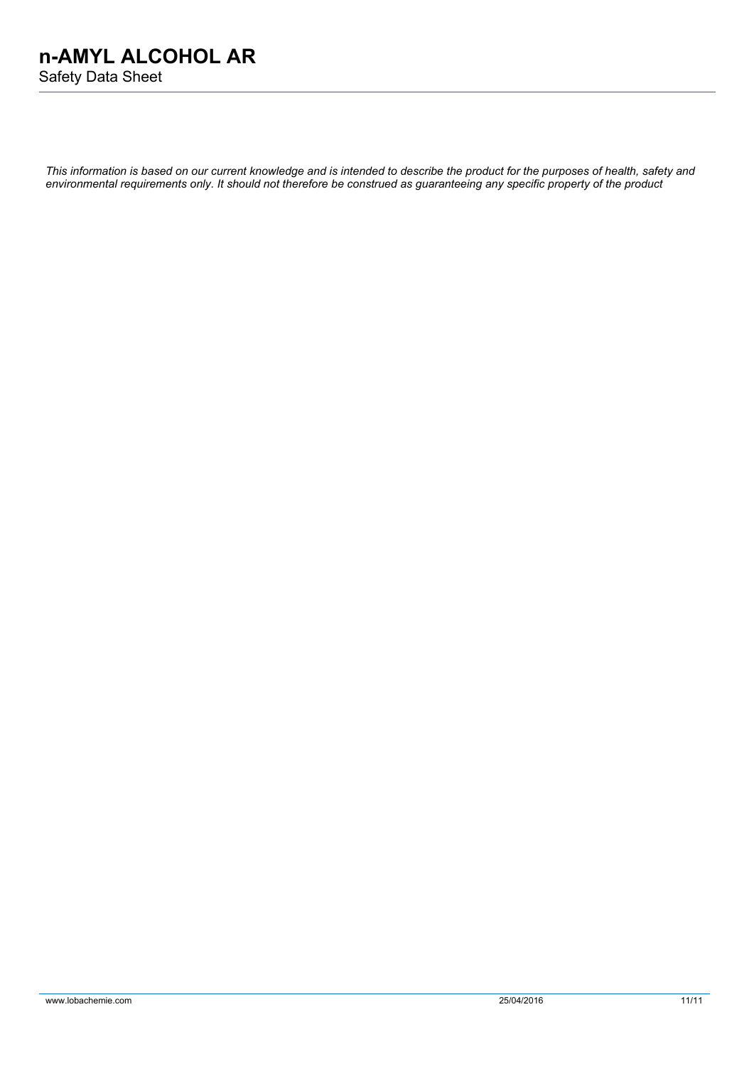*This information is based on our current knowledge and is intended to describe the product for the purposes of health, safety and environmental requirements only. It should not therefore be construed as guaranteeing any specific property of the product*